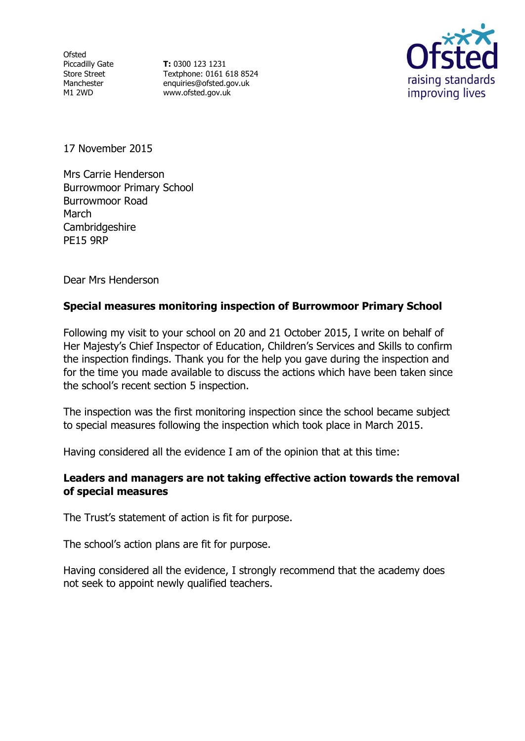Ofsted
Piccadilly Gate
Store Street
Manchester
M1 2WD

**T:** 0300 123 1231
Textphone: 0161 618 8524
enquiries@ofsted.gov.uk
www.ofsted.gov.uk

Ofsted
raising standards
improving lives

17 November 2015

Mrs Carrie Henderson
Burrowmoor Primary School
Burrowmoor Road
March
Cambridgeshire
PE15 9RP

Dear Mrs Henderson

**Special measures monitoring inspection of Burrowmoor Primary School**

Following my visit to your school on 20 and 21 October 2015, I write on behalf of Her Majesty's Chief Inspector of Education, Children's Services and Skills to confirm the inspection findings. Thank you for the help you gave during the inspection and for the time you made available to discuss the actions which have been taken since the school's recent section 5 inspection.

The inspection was the first monitoring inspection since the school became subject to special measures following the inspection which took place in March 2015.

Having considered all the evidence I am of the opinion that at this time:

**Leaders and managers are not taking effective action towards the removal of special measures**

The Trust's statement of action is fit for purpose.

The school's action plans are fit for purpose.

Having considered all the evidence, I strongly recommend that the academy does not seek to appoint newly qualified teachers.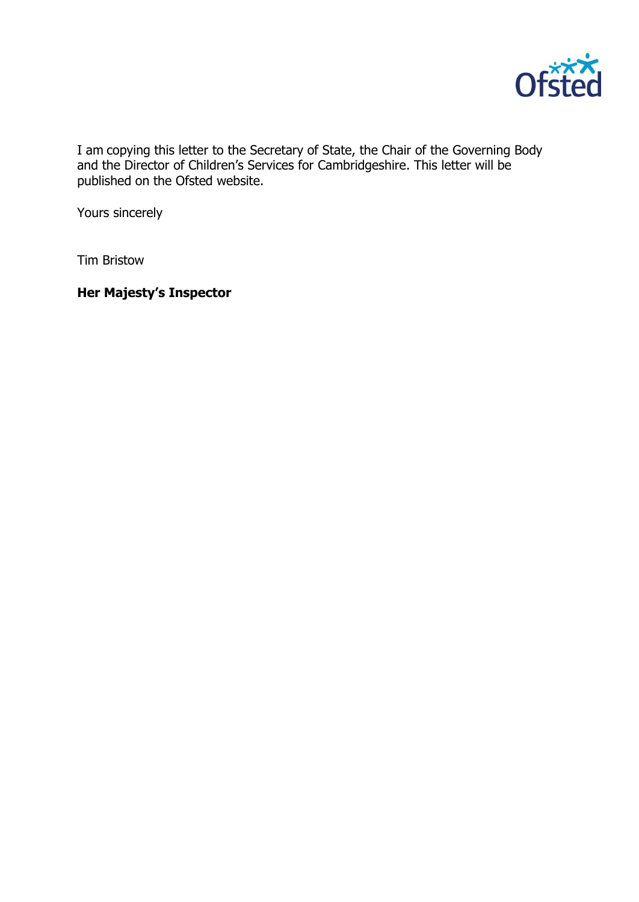I am copying this letter to the Secretary of State, the Chair of the Governing Body and the Director of Children's Services for Cambridgeshire. This letter will be published on the Ofsted website.

Yours sincerely

Tim Bristow

**Her Majesty's Inspector**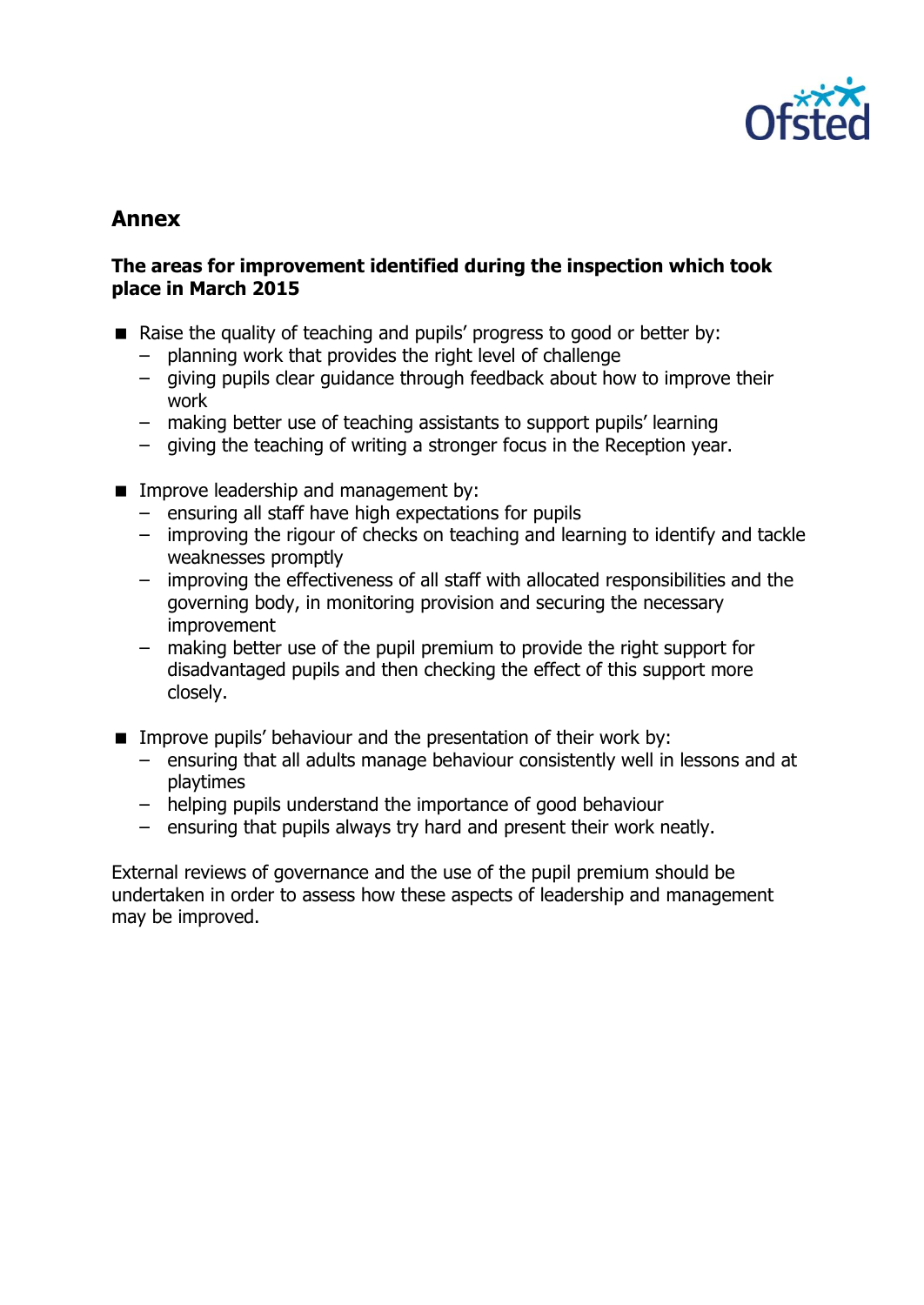## Annex

**The areas for improvement identified during the inspection which took place in March 2015**

- Raise the quality of teaching and pupils' progress to good or better by:
  - planning work that provides the right level of challenge
  - giving pupils clear guidance through feedback about how to improve their work
  - making better use of teaching assistants to support pupils' learning
  - giving the teaching of writing a stronger focus in the Reception year.

- Improve leadership and management by:
  - ensuring all staff have high expectations for pupils
  - improving the rigour of checks on teaching and learning to identify and tackle weaknesses promptly
  - improving the effectiveness of all staff with allocated responsibilities and the governing body, in monitoring provision and securing the necessary improvement
  - making better use of the pupil premium to provide the right support for disadvantaged pupils and then checking the effect of this support more closely.

- Improve pupils' behaviour and the presentation of their work by:
  - ensuring that all adults manage behaviour consistently well in lessons and at playtimes
  - helping pupils understand the importance of good behaviour
  - ensuring that pupils always try hard and present their work neatly.

External reviews of governance and the use of the pupil premium should be undertaken in order to assess how these aspects of leadership and management may be improved.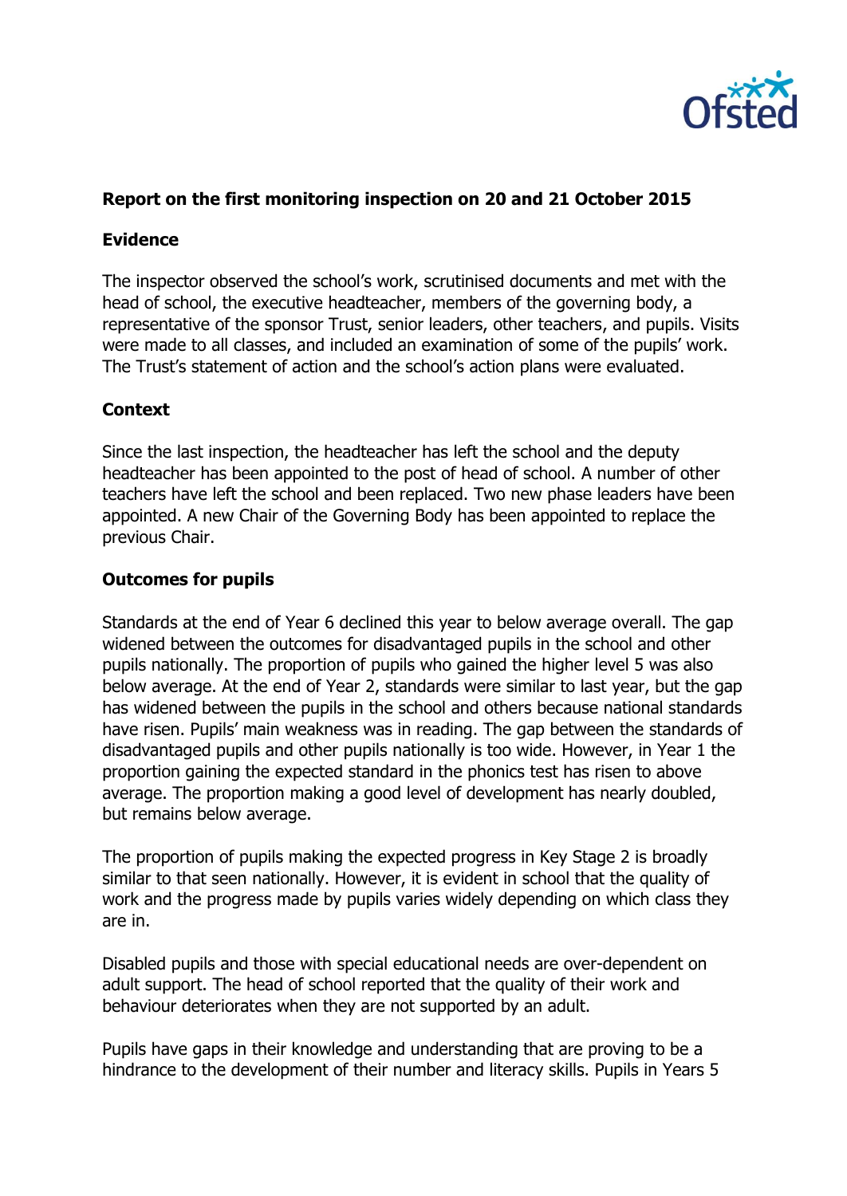## Report on the first monitoring inspection on 20 and 21 October 2015

### Evidence

The inspector observed the school's work, scrutinised documents and met with the head of school, the executive headteacher, members of the governing body, a representative of the sponsor Trust, senior leaders, other teachers, and pupils. Visits were made to all classes, and included an examination of some of the pupils' work. The Trust's statement of action and the school's action plans were evaluated.

### Context

Since the last inspection, the headteacher has left the school and the deputy headteacher has been appointed to the post of head of school. A number of other teachers have left the school and been replaced. Two new phase leaders have been appointed. A new Chair of the Governing Body has been appointed to replace the previous Chair.

### Outcomes for pupils

Standards at the end of Year 6 declined this year to below average overall. The gap widened between the outcomes for disadvantaged pupils in the school and other pupils nationally. The proportion of pupils who gained the higher level 5 was also below average. At the end of Year 2, standards were similar to last year, but the gap has widened between the pupils in the school and others because national standards have risen. Pupils' main weakness was in reading. The gap between the standards of disadvantaged pupils and other pupils nationally is too wide. However, in Year 1 the proportion gaining the expected standard in the phonics test has risen to above average. The proportion making a good level of development has nearly doubled, but remains below average.

The proportion of pupils making the expected progress in Key Stage 2 is broadly similar to that seen nationally. However, it is evident in school that the quality of work and the progress made by pupils varies widely depending on which class they are in.

Disabled pupils and those with special educational needs are over-dependent on adult support. The head of school reported that the quality of their work and behaviour deteriorates when they are not supported by an adult.

Pupils have gaps in their knowledge and understanding that are proving to be a hindrance to the development of their number and literacy skills. Pupils in Years 5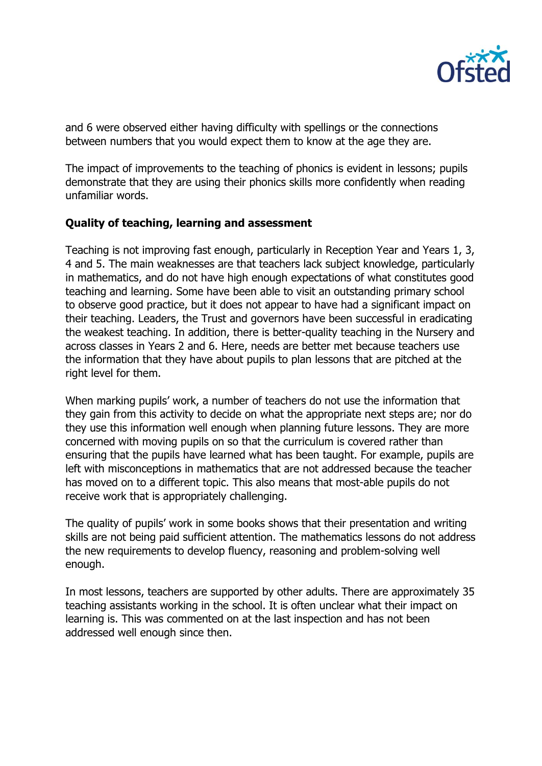and 6 were observed either having difficulty with spellings or the connections between numbers that you would expect them to know at the age they are.

The impact of improvements to the teaching of phonics is evident in lessons; pupils demonstrate that they are using their phonics skills more confidently when reading unfamiliar words.

**Quality of teaching, learning and assessment**

Teaching is not improving fast enough, particularly in Reception Year and Years 1, 3, 4 and 5. The main weaknesses are that teachers lack subject knowledge, particularly in mathematics, and do not have high enough expectations of what constitutes good teaching and learning. Some have been able to visit an outstanding primary school to observe good practice, but it does not appear to have had a significant impact on their teaching. Leaders, the Trust and governors have been successful in eradicating the weakest teaching. In addition, there is better-quality teaching in the Nursery and across classes in Years 2 and 6. Here, needs are better met because teachers use the information that they have about pupils to plan lessons that are pitched at the right level for them.

When marking pupils' work, a number of teachers do not use the information that they gain from this activity to decide on what the appropriate next steps are; nor do they use this information well enough when planning future lessons. They are more concerned with moving pupils on so that the curriculum is covered rather than ensuring that the pupils have learned what has been taught. For example, pupils are left with misconceptions in mathematics that are not addressed because the teacher has moved on to a different topic. This also means that most-able pupils do not receive work that is appropriately challenging.

The quality of pupils' work in some books shows that their presentation and writing skills are not being paid sufficient attention. The mathematics lessons do not address the new requirements to develop fluency, reasoning and problem-solving well enough.

In most lessons, teachers are supported by other adults. There are approximately 35 teaching assistants working in the school. It is often unclear what their impact on learning is. This was commented on at the last inspection and has not been addressed well enough since then.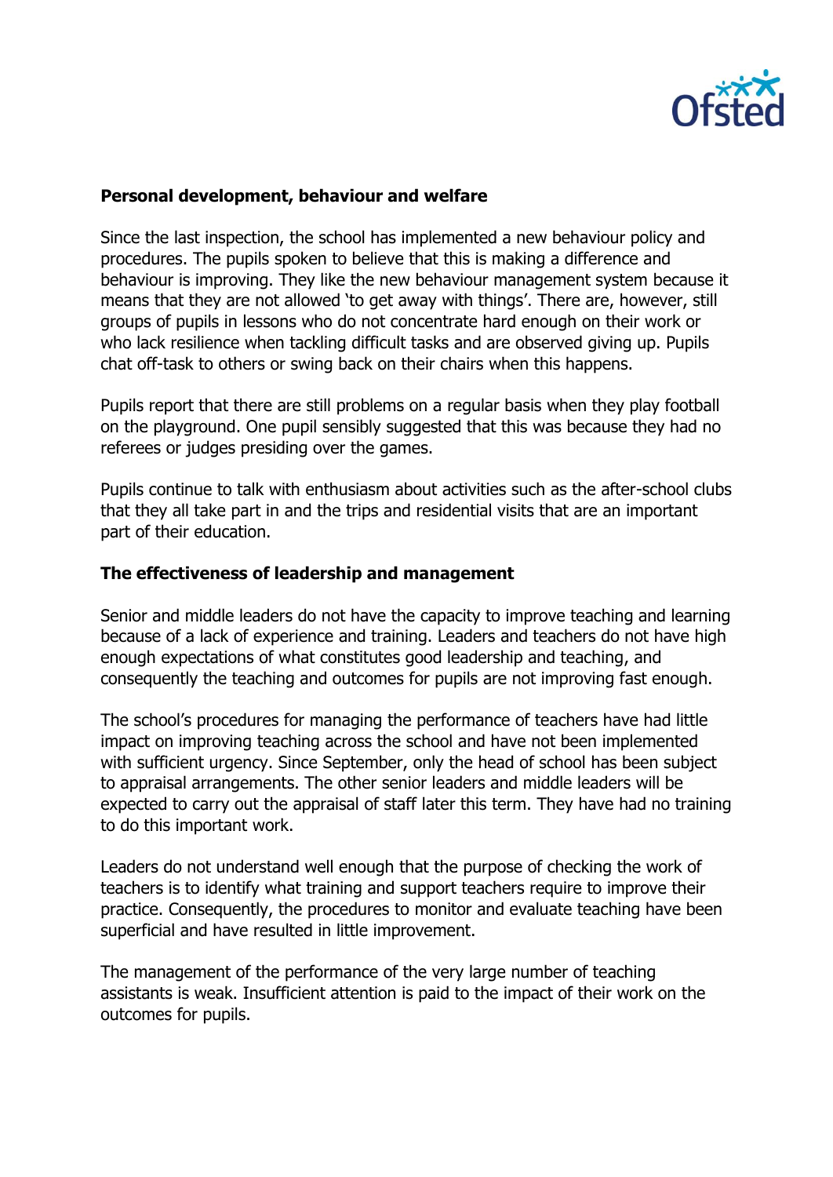### Personal development, behaviour and welfare

Since the last inspection, the school has implemented a new behaviour policy and procedures. The pupils spoken to believe that this is making a difference and behaviour is improving. They like the new behaviour management system because it means that they are not allowed 'to get away with things'. There are, however, still groups of pupils in lessons who do not concentrate hard enough on their work or who lack resilience when tackling difficult tasks and are observed giving up. Pupils chat off-task to others or swing back on their chairs when this happens.

Pupils report that there are still problems on a regular basis when they play football on the playground. One pupil sensibly suggested that this was because they had no referees or judges presiding over the games.

Pupils continue to talk with enthusiasm about activities such as the after-school clubs that they all take part in and the trips and residential visits that are an important part of their education.

### The effectiveness of leadership and management

Senior and middle leaders do not have the capacity to improve teaching and learning because of a lack of experience and training. Leaders and teachers do not have high enough expectations of what constitutes good leadership and teaching, and consequently the teaching and outcomes for pupils are not improving fast enough.

The school's procedures for managing the performance of teachers have had little impact on improving teaching across the school and have not been implemented with sufficient urgency. Since September, only the head of school has been subject to appraisal arrangements. The other senior leaders and middle leaders will be expected to carry out the appraisal of staff later this term. They have had no training to do this important work.

Leaders do not understand well enough that the purpose of checking the work of teachers is to identify what training and support teachers require to improve their practice. Consequently, the procedures to monitor and evaluate teaching have been superficial and have resulted in little improvement.

The management of the performance of the very large number of teaching assistants is weak. Insufficient attention is paid to the impact of their work on the outcomes for pupils.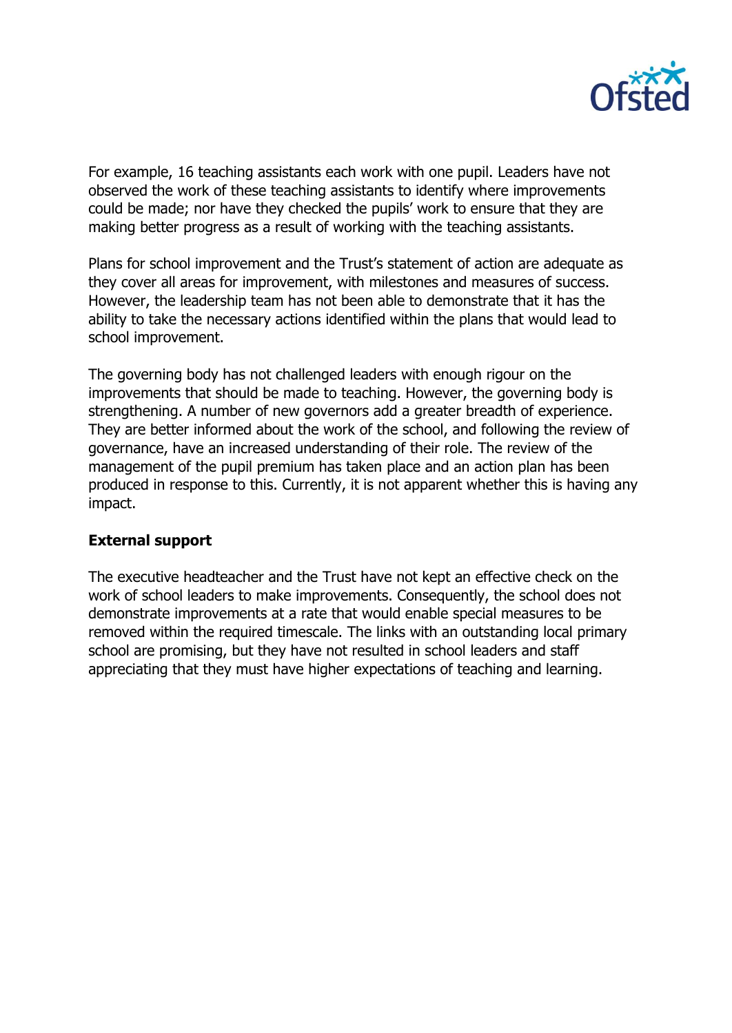For example, 16 teaching assistants each work with one pupil. Leaders have not observed the work of these teaching assistants to identify where improvements could be made; nor have they checked the pupils' work to ensure that they are making better progress as a result of working with the teaching assistants.

Plans for school improvement and the Trust's statement of action are adequate as they cover all areas for improvement, with milestones and measures of success. However, the leadership team has not been able to demonstrate that it has the ability to take the necessary actions identified within the plans that would lead to school improvement.

The governing body has not challenged leaders with enough rigour on the improvements that should be made to teaching. However, the governing body is strengthening. A number of new governors add a greater breadth of experience. They are better informed about the work of the school, and following the review of governance, have an increased understanding of their role. The review of the management of the pupil premium has taken place and an action plan has been produced in response to this. Currently, it is not apparent whether this is having any impact.

**External support**

The executive headteacher and the Trust have not kept an effective check on the work of school leaders to make improvements. Consequently, the school does not demonstrate improvements at a rate that would enable special measures to be removed within the required timescale. The links with an outstanding local primary school are promising, but they have not resulted in school leaders and staff appreciating that they must have higher expectations of teaching and learning.